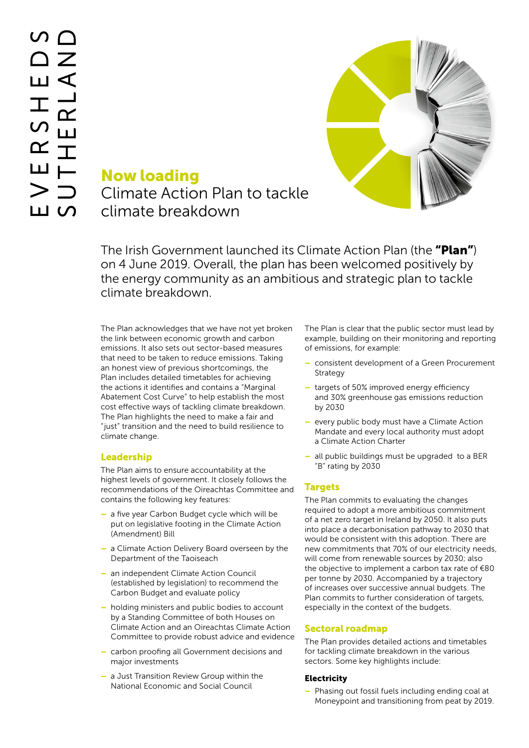EVERSHEDS SUTHERLAND

# Now loading

## Climate Action Plan to tackle climate breakdown

The Irish Government launched its Climate Action Plan (the **"Plan"**) on 4 June 2019. Overall, the plan has been welcomed positively by the energy community as an ambitious and strategic plan to tackle climate breakdown.

The Plan acknowledges that we have not yet broken the link between economic growth and carbon emissions. It also sets out sector-based measures that need to be taken to reduce emissions. Taking an honest view of previous shortcomings, the Plan includes detailed timetables for achieving the actions it identifies and contains a "Marginal Abatement Cost Curve" to help establish the most cost effective ways of tackling climate breakdown. The Plan highlights the need to make a fair and "just" transition and the need to build resilience to climate change.

### Leadership

The Plan aims to ensure accountability at the highest levels of government. It closely follows the recommendations of the Oireachtas Committee and contains the following key features:

- a five year Carbon Budget cycle which will be put on legislative footing in the Climate Action (Amendment) Bill
- a Climate Action Delivery Board overseen by the Department of the Taoiseach
- an independent Climate Action Council (established by legislation) to recommend the Carbon Budget and evaluate policy
- holding ministers and public bodies to account by a Standing Committee of both Houses on Climate Action and an Oireachtas Climate Action Committee to provide robust advice and evidence
- carbon proofing all Government decisions and major investments
- a Just Transition Review Group within the National Economic and Social Council

The Plan is clear that the public sector must lead by example, building on their monitoring and reporting of emissions, for example:

- consistent development of a Green Procurement Strategy
- targets of 50% improved energy efficiency and 30% greenhouse gas emissions reduction by 2030
- every public body must have a Climate Action Mandate and every local authority must adopt a Climate Action Charter
- all public buildings must be upgraded to a BER "B" rating by 2030

### Targets

The Plan commits to evaluating the changes required to adopt a more ambitious commitment of a net zero target in Ireland by 2050. It also puts into place a decarbonisation pathway to 2030 that would be consistent with this adoption. There are new commitments that 70% of our electricity needs, will come from renewable sources by 2030; also the objective to implement a carbon tax rate of €80 per tonne by 2030. Accompanied by a trajectory of increases over successive annual budgets. The Plan commits to further consideration of targets, especially in the context of the budgets.

### Sectoral roadmap

The Plan provides detailed actions and timetables for tackling climate breakdown in the various sectors. Some key highlights include:

#### Electricity

- Phasing out fossil fuels including ending coal at Moneypoint and transitioning from peat by 2019.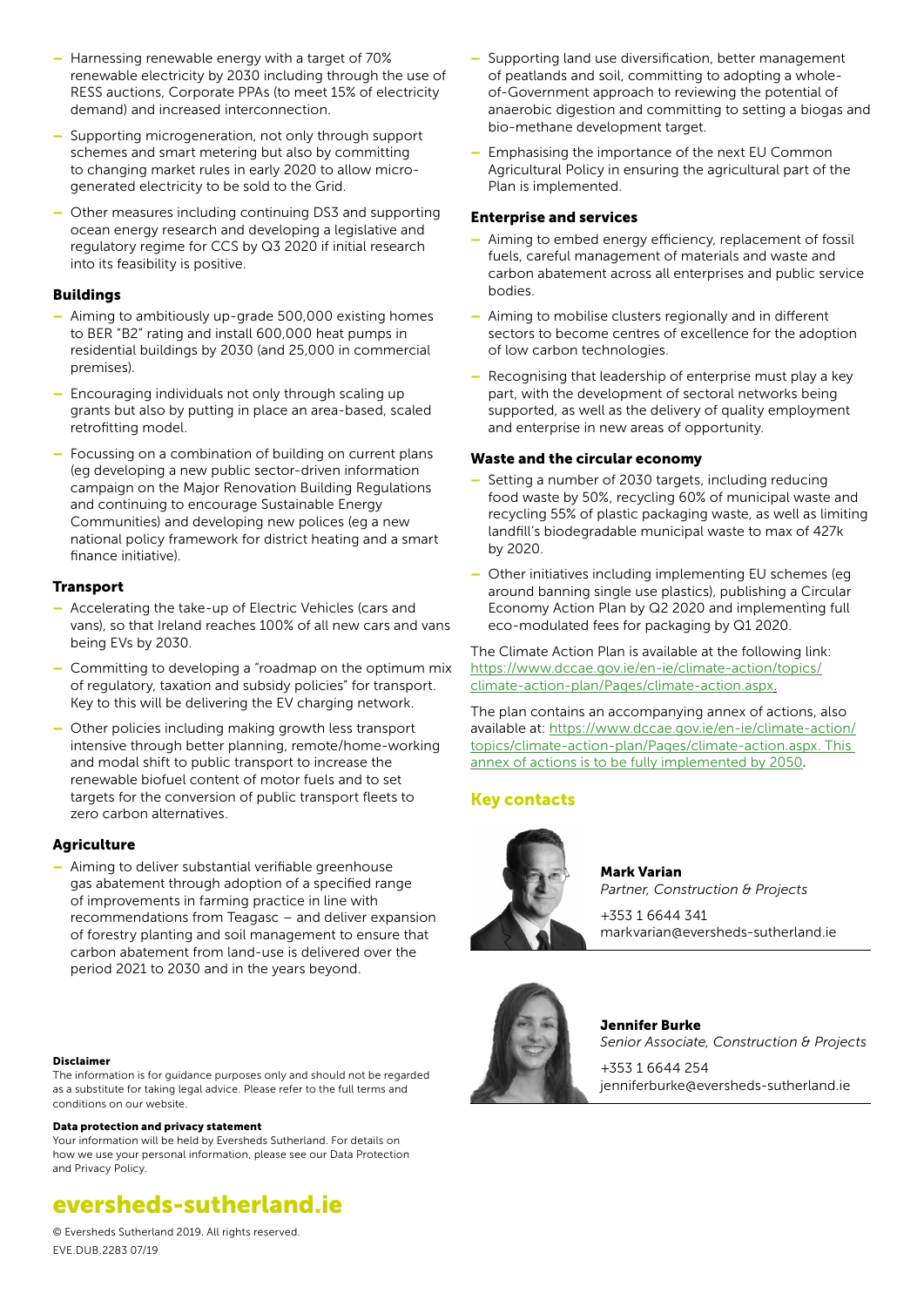- Harnessing renewable energy with a target of 70% renewable electricity by 2030 including through the use of RESS auctions, Corporate PPAs (to meet 15% of electricity demand) and increased interconnection.
- Supporting microgeneration, not only through support schemes and smart metering but also by committing to changing market rules in early 2020 to allow micro-generated electricity to be sold to the Grid.
- Other measures including continuing DS3 and supporting ocean energy research and developing a legislative and regulatory regime for CCS by Q3 2020 if initial research into its feasibility is positive.

### Buildings

- Aiming to ambitiously up-grade 500,000 existing homes to BER "B2" rating and install 600,000 heat pumps in residential buildings by 2030 (and 25,000 in commercial premises).
- Encouraging individuals not only through scaling up grants but also by putting in place an area-based, scaled retrofitting model.
- Focussing on a combination of building on current plans (eg developing a new public sector-driven information campaign on the Major Renovation Building Regulations and continuing to encourage Sustainable Energy Communities) and developing new polices (eg a new national policy framework for district heating and a smart finance initiative).

### Transport

- Accelerating the take-up of Electric Vehicles (cars and vans), so that Ireland reaches 100% of all new cars and vans being EVs by 2030.
- Committing to developing a "roadmap on the optimum mix of regulatory, taxation and subsidy policies" for transport. Key to this will be delivering the EV charging network.
- Other policies including making growth less transport intensive through better planning, remote/home-working and modal shift to public transport to increase the renewable biofuel content of motor fuels and to set targets for the conversion of public transport fleets to zero carbon alternatives.

### Agriculture

- Aiming to deliver substantial verifiable greenhouse gas abatement through adoption of a specified range of improvements in farming practice in line with recommendations from Teagasc – and deliver expansion of forestry planting and soil management to ensure that carbon abatement from land-use is delivered over the period 2021 to 2030 and in the years beyond.
- Supporting land use diversification, better management of peatlands and soil, committing to adopting a whole-of-Government approach to reviewing the potential of anaerobic digestion and committing to setting a biogas and bio-methane development target.
- Emphasising the importance of the next EU Common Agricultural Policy in ensuring the agricultural part of the Plan is implemented.

### Enterprise and services

- Aiming to embed energy efficiency, replacement of fossil fuels, careful management of materials and waste and carbon abatement across all enterprises and public service bodies.
- Aiming to mobilise clusters regionally and in different sectors to become centres of excellence for the adoption of low carbon technologies.
- Recognising that leadership of enterprise must play a key part, with the development of sectoral networks being supported, as well as the delivery of quality employment and enterprise in new areas of opportunity.

### Waste and the circular economy

- Setting a number of 2030 targets, including reducing food waste by 50%, recycling 60% of municipal waste and recycling 55% of plastic packaging waste, as well as limiting landfill's biodegradable municipal waste to max of 427k by 2020.
- Other initiatives including implementing EU schemes (eg around banning single use plastics), publishing a Circular Economy Action Plan by Q2 2020 and implementing full eco-modulated fees for packaging by Q1 2020.

The Climate Action Plan is available at the following link: https://www.dccae.gov.ie/en-ie/climate-action/topics/climate-action-plan/Pages/climate-action.aspx.

The plan contains an accompanying annex of actions, also available at: https://www.dccae.gov.ie/en-ie/climate-action/topics/climate-action-plan/Pages/climate-action.aspx. This annex of actions is to be fully implemented by 2050.

## Key contacts

**Mark Varian**
*Partner, Construction & Projects*
+353 1 6644 341
markvarian@eversheds-sutherland.ie

**Jennifer Burke**
*Senior Associate, Construction & Projects*
+353 1 6644 254
jenniferburke@eversheds-sutherland.ie

**Disclaimer**
The information is for guidance purposes only and should not be regarded as a substitute for taking legal advice. Please refer to the full terms and conditions on our website.

**Data protection and privacy statement**
Your information will be held by Eversheds Sutherland. For details on how we use your personal information, please see our Data Protection and Privacy Policy.

**eversheds-sutherland.ie**

© Eversheds Sutherland 2019. All rights reserved.
EVE.DUB.2283 07/19